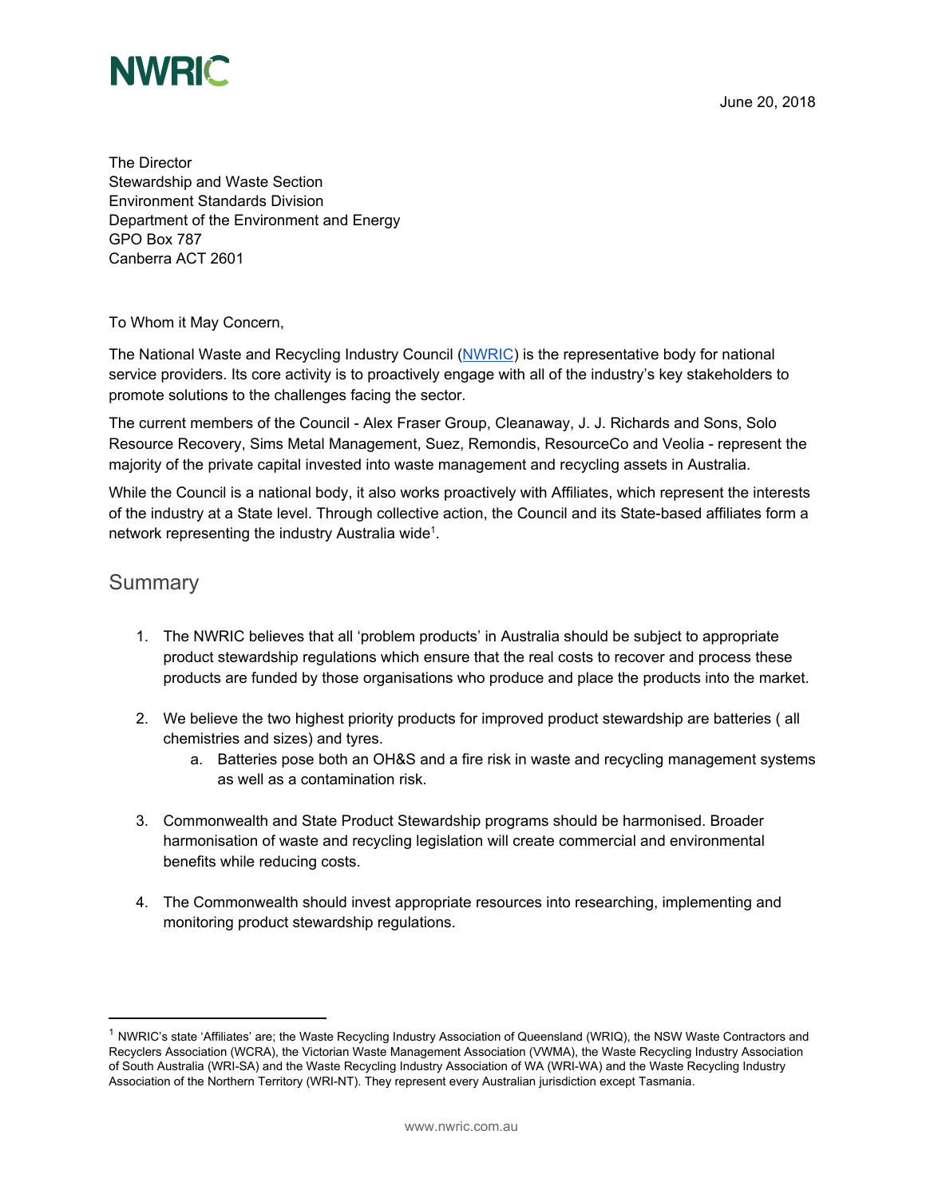NWRIC

June 20, 2018

The Director
Stewardship and Waste Section
Environment Standards Division
Department of the Environment and Energy
GPO Box 787
Canberra ACT 2601

To Whom it May Concern,

The National Waste and Recycling Industry Council (NWRIC) is the representative body for national service providers. Its core activity is to proactively engage with all of the industry's key stakeholders to promote solutions to the challenges facing the sector.

The current members of the Council - Alex Fraser Group, Cleanaway, J. J. Richards and Sons, Solo Resource Recovery, Sims Metal Management, Suez, Remondis, ResourceCo and Veolia - represent the majority of the private capital invested into waste management and recycling assets in Australia.

While the Council is a national body, it also works proactively with Affiliates, which represent the interests of the industry at a State level. Through collective action, the Council and its State-based affiliates form a network representing the industry Australia wide[1].

## Summary

1. The NWRIC believes that all 'problem products' in Australia should be subject to appropriate product stewardship regulations which ensure that the real costs to recover and process these products are funded by those organisations who produce and place the products into the market.

2. We believe the two highest priority products for improved product stewardship are batteries ( all chemistries and sizes) and tyres.
   a. Batteries pose both an OH&S and a fire risk in waste and recycling management systems as well as a contamination risk.

3. Commonwealth and State Product Stewardship programs should be harmonised. Broader harmonisation of waste and recycling legislation will create commercial and environmental benefits while reducing costs.

4. The Commonwealth should invest appropriate resources into researching, implementing and monitoring product stewardship regulations.

---

[1] NWRIC's state 'Affiliates' are; the Waste Recycling Industry Association of Queensland (WRIQ), the NSW Waste Contractors and Recyclers Association (WCRA), the Victorian Waste Management Association (VWMA), the Waste Recycling Industry Association of South Australia (WRI-SA) and the Waste Recycling Industry Association of WA (WRI-WA) and the Waste Recycling Industry Association of the Northern Territory (WRI-NT). They represent every Australian jurisdiction except Tasmania.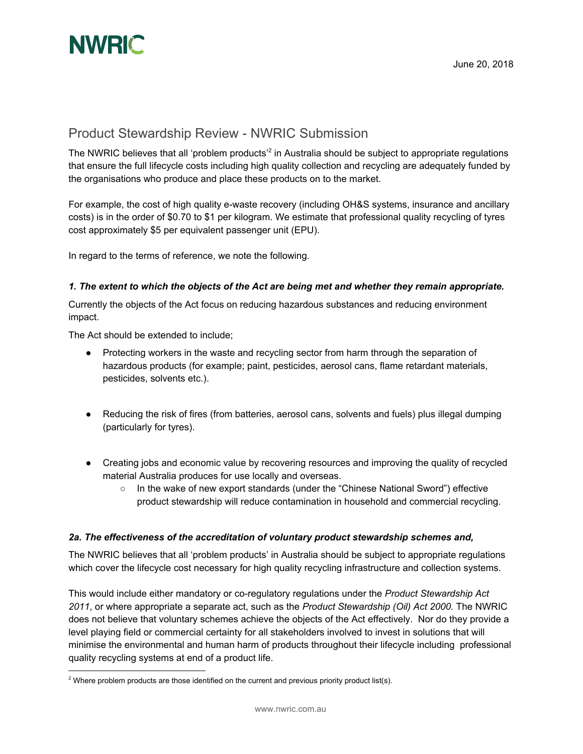NWRIC

June 20, 2018

# Product Stewardship Review - NWRIC Submission

The NWRIC believes that all 'problem products'[2] in Australia should be subject to appropriate regulations that ensure the full lifecycle costs including high quality collection and recycling are adequately funded by the organisations who produce and place these products on to the market.

For example, the cost of high quality e-waste recovery (including OH&S systems, insurance and ancillary costs) is in the order of $0.70 to $1 per kilogram. We estimate that professional quality recycling of tyres cost approximately $5 per equivalent passenger unit (EPU).

In regard to the terms of reference, we note the following.

### *1. The extent to which the objects of the Act are being met and whether they remain appropriate.*

Currently the objects of the Act focus on reducing hazardous substances and reducing environment impact.

The Act should be extended to include;

- Protecting workers in the waste and recycling sector from harm through the separation of hazardous products (for example; paint, pesticides, aerosol cans, flame retardant materials, pesticides, solvents etc.).
- Reducing the risk of fires (from batteries, aerosol cans, solvents and fuels) plus illegal dumping (particularly for tyres).
- Creating jobs and economic value by recovering resources and improving the quality of recycled material Australia produces for use locally and overseas.
  - In the wake of new export standards (under the "Chinese National Sword") effective product stewardship will reduce contamination in household and commercial recycling.

### *2a. The effectiveness of the accreditation of voluntary product stewardship schemes and,*

The NWRIC believes that all 'problem products' in Australia should be subject to appropriate regulations which cover the lifecycle cost necessary for high quality recycling infrastructure and collection systems.

This would include either mandatory or co-regulatory regulations under the *Product Stewardship Act 2011*, or where appropriate a separate act, such as the *Product Stewardship (Oil) Act 2000.* The NWRIC does not believe that voluntary schemes achieve the objects of the Act effectively. Nor do they provide a level playing field or commercial certainty for all stakeholders involved to invest in solutions that will minimise the environmental and human harm of products throughout their lifecycle including professional quality recycling systems at end of a product life.

[2] Where problem products are those identified on the current and previous priority product list(s).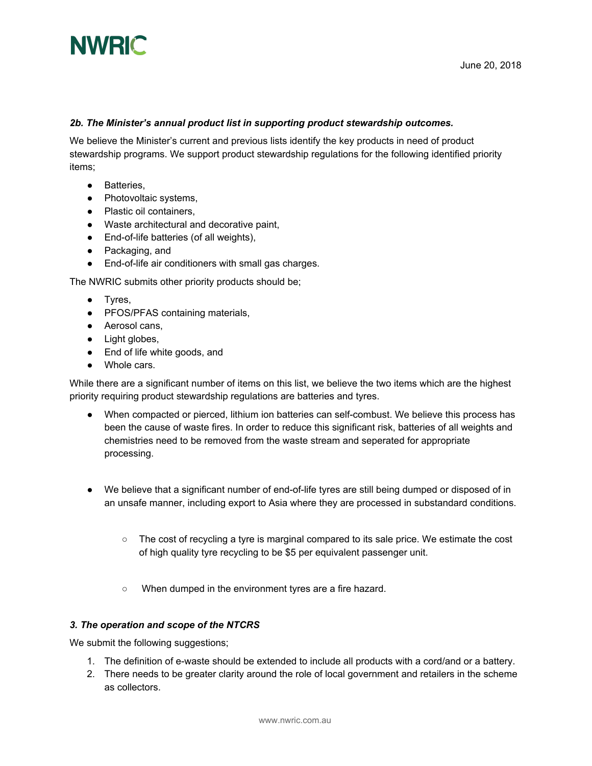### *2b. The Minister's annual product list in supporting product stewardship outcomes.*

We believe the Minister's current and previous lists identify the key products in need of product stewardship programs. We support product stewardship regulations for the following identified priority items;

- Batteries,
- Photovoltaic systems,
- Plastic oil containers,
- Waste architectural and decorative paint,
- End-of-life batteries (of all weights),
- Packaging, and
- End-of-life air conditioners with small gas charges.

The NWRIC submits other priority products should be;

- Tyres,
- PFOS/PFAS containing materials,
- Aerosol cans,
- Light globes,
- End of life white goods, and
- Whole cars.

While there are a significant number of items on this list, we believe the two items which are the highest priority requiring product stewardship regulations are batteries and tyres.

- When compacted or pierced, lithium ion batteries can self-combust. We believe this process has been the cause of waste fires. In order to reduce this significant risk, batteries of all weights and chemistries need to be removed from the waste stream and seperated for appropriate processing.
- We believe that a significant number of end-of-life tyres are still being dumped or disposed of in an unsafe manner, including export to Asia where they are processed in substandard conditions.
    - The cost of recycling a tyre is marginal compared to its sale price. We estimate the cost of high quality tyre recycling to be $5 per equivalent passenger unit.
    - When dumped in the environment tyres are a fire hazard.

### *3. The operation and scope of the NTCRS*

We submit the following suggestions;

1. The definition of e-waste should be extended to include all products with a cord/and or a battery.
2. There needs to be greater clarity around the role of local government and retailers in the scheme as collectors.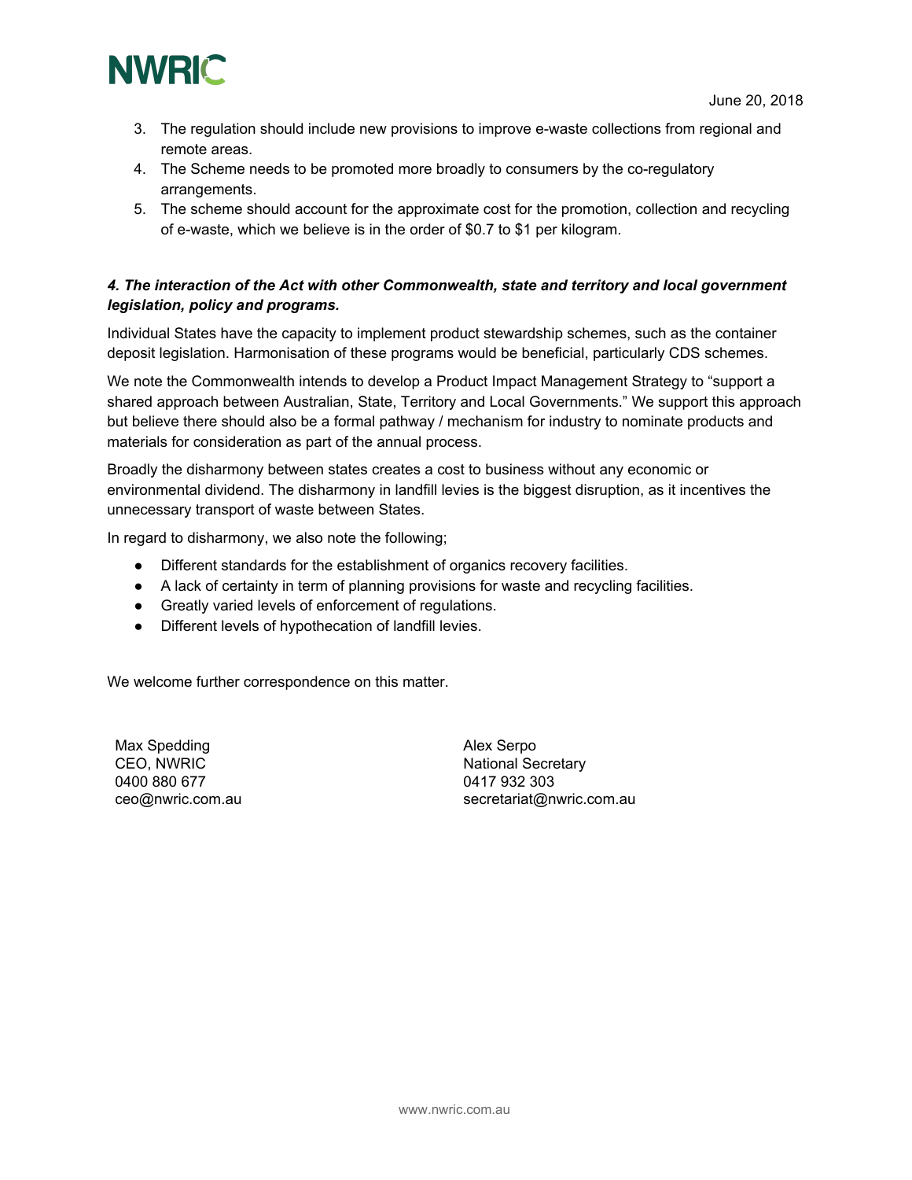June 20, 2018

3. The regulation should include new provisions to improve e-waste collections from regional and remote areas.
4. The Scheme needs to be promoted more broadly to consumers by the co-regulatory arrangements.
5. The scheme should account for the approximate cost for the promotion, collection and recycling of e-waste, which we believe is in the order of $0.7 to $1 per kilogram.

***4. The interaction of the Act with other Commonwealth, state and territory and local government legislation, policy and programs.***

Individual States have the capacity to implement product stewardship schemes, such as the container deposit legislation. Harmonisation of these programs would be beneficial, particularly CDS schemes.

We note the Commonwealth intends to develop a Product Impact Management Strategy to "support a shared approach between Australian, State, Territory and Local Governments." We support this approach but believe there should also be a formal pathway / mechanism for industry to nominate products and materials for consideration as part of the annual process.

Broadly the disharmony between states creates a cost to business without any economic or environmental dividend. The disharmony in landfill levies is the biggest disruption, as it incentives the unnecessary transport of waste between States.

In regard to disharmony, we also note the following;

- Different standards for the establishment of organics recovery facilities.
- A lack of certainty in term of planning provisions for waste and recycling facilities.
- Greatly varied levels of enforcement of regulations.
- Different levels of hypothecation of landfill levies.

We welcome further correspondence on this matter.

Max Spedding
CEO, NWRIC
0400 880 677
ceo@nwric.com.au

Alex Serpo
National Secretary
0417 932 303
secretariat@nwric.com.au